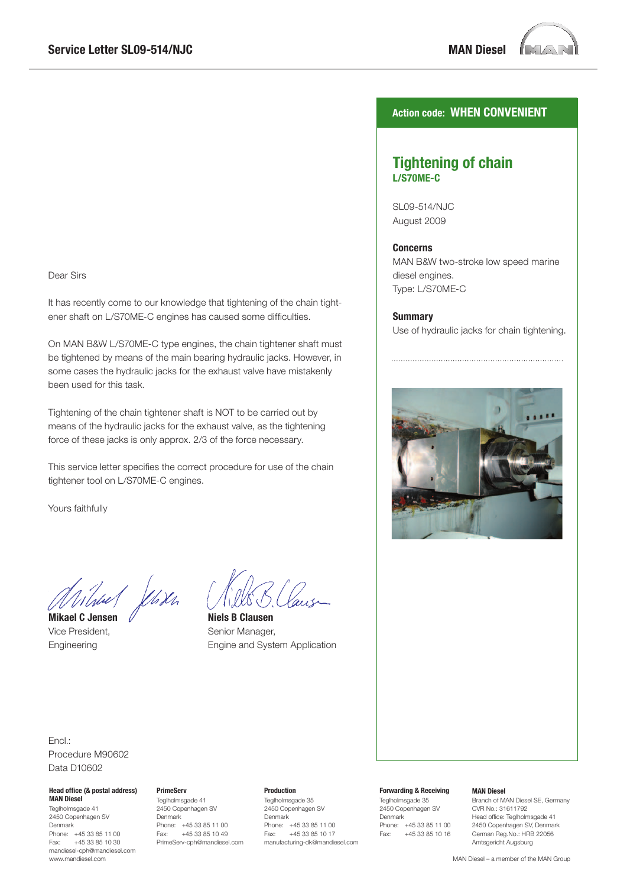# Service Letter SL09-514/NJC

MAN Diesel

**Action code: WHEN CONVENIENT**

## Tightening of chain

**L/S70ME-C**

SL09-514/NJC
August 2009

**Concerns**
MAN B&W two-stroke low speed marine diesel engines.
Type: L/S70ME-C

**Summary**
Use of hydraulic jacks for chain tightening.

Dear Sirs

It has recently come to our knowledge that tightening of the chain tightener shaft on L/S70ME-C engines has caused some difficulties.

On MAN B&W L/S70ME-C type engines, the chain tightener shaft must be tightened by means of the main bearing hydraulic jacks. However, in some cases the hydraulic jacks for the exhaust valve have mistakenly been used for this task.

Tightening of the chain tightener shaft is NOT to be carried out by means of the hydraulic jacks for the exhaust valve, as the tightening force of these jacks is only approx. 2/3 of the force necessary.

This service letter specifies the correct procedure for use of the chain tightener tool on L/S70ME-C engines.

Yours faithfully

**Mikael C Jensen**
Vice President,
Engineering

**Niels B Clausen**
Senior Manager,
Engine and System Application

Encl.:
Procedure M90602
Data D10602

**Head office (& postal address)**
**MAN Diesel**
Teglholmsgade 41
2450 Copenhagen SV
Denmark
Phone: +45 33 85 11 00
Fax: +45 33 85 10 30
mandiesel-cph@mandiesel.com
www.mandiesel.com

**PrimeServ**
Teglholmsgade 41
2450 Copenhagen SV
Denmark
Phone: +45 33 85 11 00
Fax: +45 33 85 10 49
PrimeServ-cph@mandiesel.com

**Production**
Teglholmsgade 35
2450 Copenhagen SV
Denmark
Phone: +45 33 85 11 00
Fax: +45 33 85 10 17
manufacturing-dk@mandiesel.com

**Forwarding & Receiving**
Teglholmsgade 35
2450 Copenhagen SV
Denmark
Phone: +45 33 85 11 00
Fax: +45 33 85 10 16

**MAN Diesel**
Branch of MAN Diesel SE, Germany
CVR No.: 31611792
Head office: Teglholmsgade 41
2450 Copenhagen SV, Denmark
German Reg.No.: HRB 22056
Amtsgericht Augsburg

MAN Diesel – a member of the MAN Group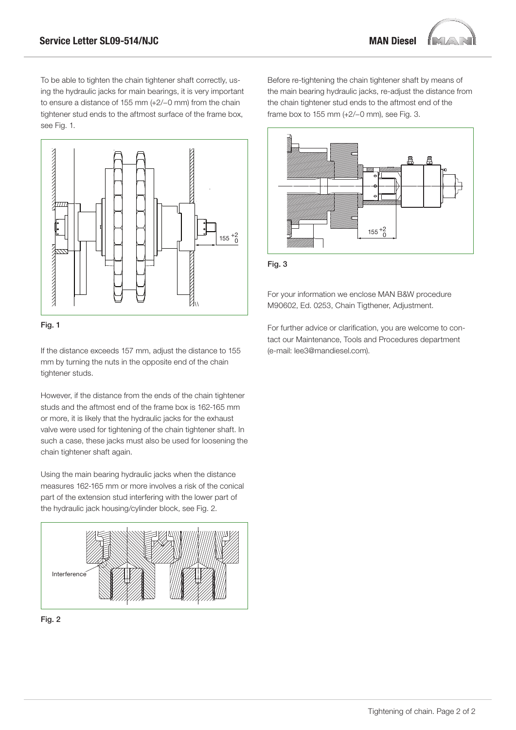To be able to tighten the chain tightener shaft correctly, using the hydraulic jacks for main bearings, it is very important to ensure a distance of 155 mm (+2/−0 mm) from the chain tightener stud ends to the aftmost surface of the frame box, see Fig. 1.

Fig. 1

If the distance exceeds 157 mm, adjust the distance to 155 mm by turning the nuts in the opposite end of the chain tightener studs.

However, if the distance from the ends of the chain tightener studs and the aftmost end of the frame box is 162-165 mm or more, it is likely that the hydraulic jacks for the exhaust valve were used for tightening of the chain tightener shaft. In such a case, these jacks must also be used for loosening the chain tightener shaft again.

Using the main bearing hydraulic jacks when the distance measures 162-165 mm or more involves a risk of the conical part of the extension stud interfering with the lower part of the hydraulic jack housing/cylinder block, see Fig. 2.

Fig. 2

Before re-tightening the chain tightener shaft by means of the main bearing hydraulic jacks, re-adjust the distance from the chain tightener stud ends to the aftmost end of the frame box to 155 mm (+2/−0 mm), see Fig. 3.

Fig. 3

For your information we enclose MAN B&W procedure M90602, Ed. 0253, Chain Tigthener, Adjustment.

For further advice or clarification, you are welcome to contact our Maintenance, Tools and Procedures department (e-mail: lee3@mandiesel.com).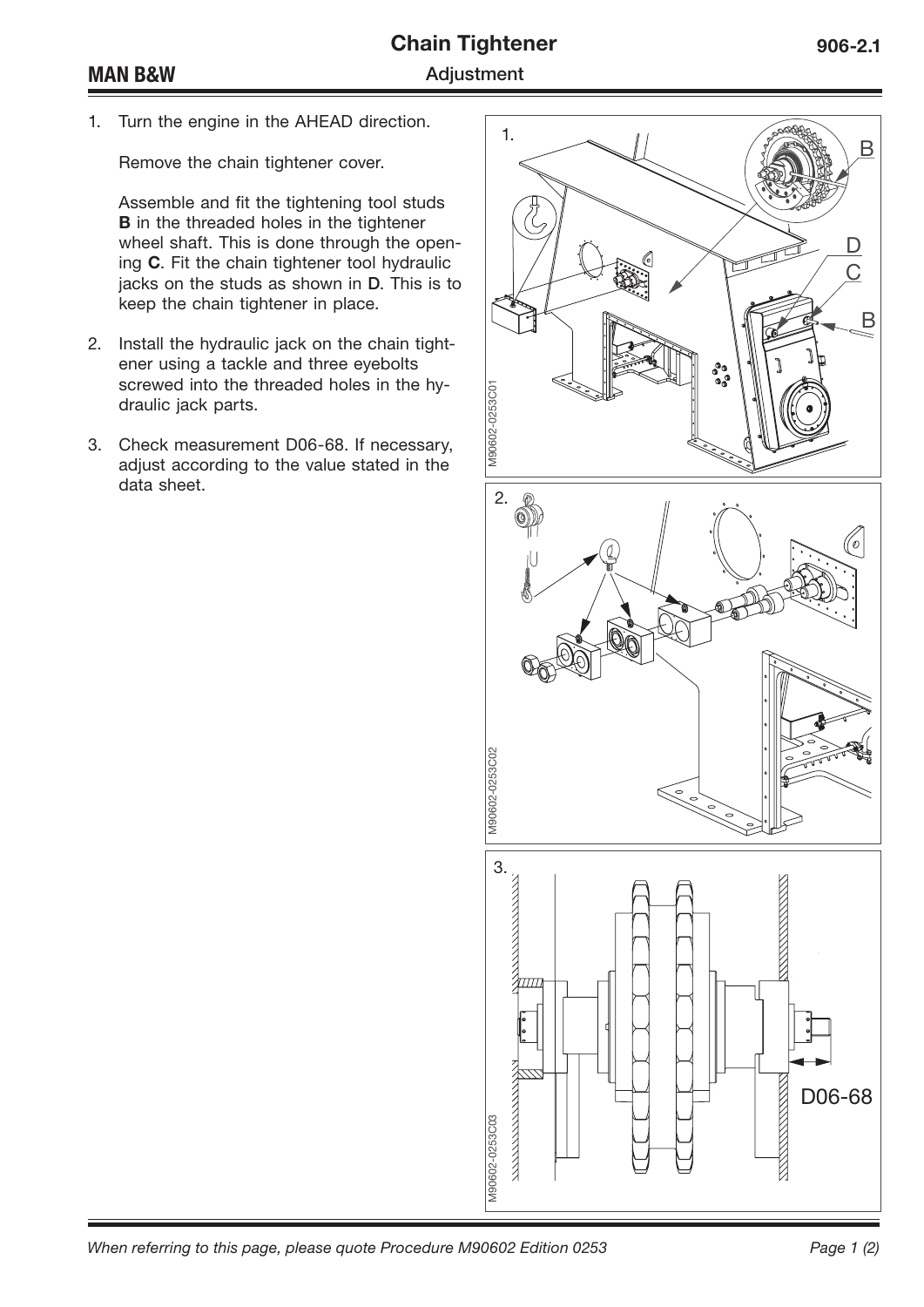# Chain Tightener

## Adjustment

1. Turn the engine in the AHEAD direction.

   Remove the chain tightener cover.

   Assemble and fit the tightening tool studs **B** in the threaded holes in the tightener wheel shaft. This is done through the opening **C**. Fit the chain tightener tool hydraulic jacks on the studs as shown in **D**. This is to keep the chain tightener in place.

2. Install the hydraulic jack on the chain tightener using a tackle and three eyebolts screwed into the threaded holes in the hydraulic jack parts.

3. Check measurement D06-68. If necessary, adjust according to the value stated in the data sheet.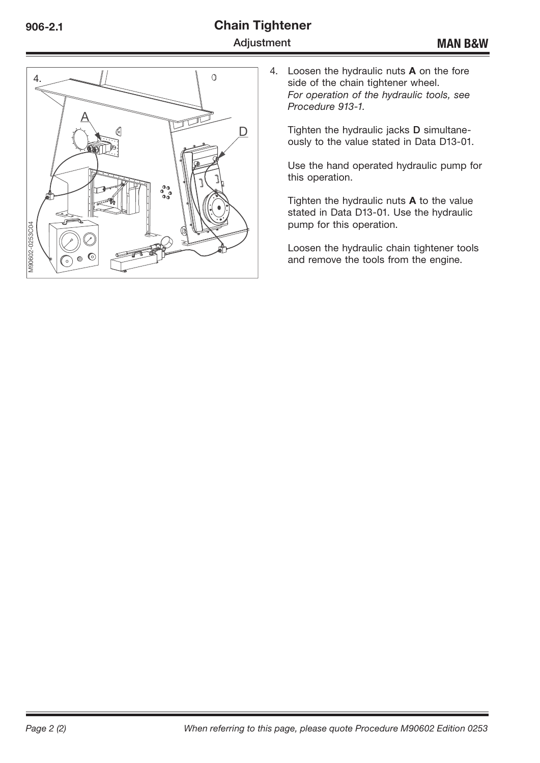4. Loosen the hydraulic nuts **A** on the fore side of the chain tightener wheel.
   *For operation of the hydraulic tools, see Procedure 913-1.*

   Tighten the hydraulic jacks **D** simultaneously to the value stated in Data D13-01.

   Use the hand operated hydraulic pump for this operation.

   Tighten the hydraulic nuts **A** to the value stated in Data D13-01. Use the hydraulic pump for this operation.

   Loosen the hydraulic chain tightener tools and remove the tools from the engine.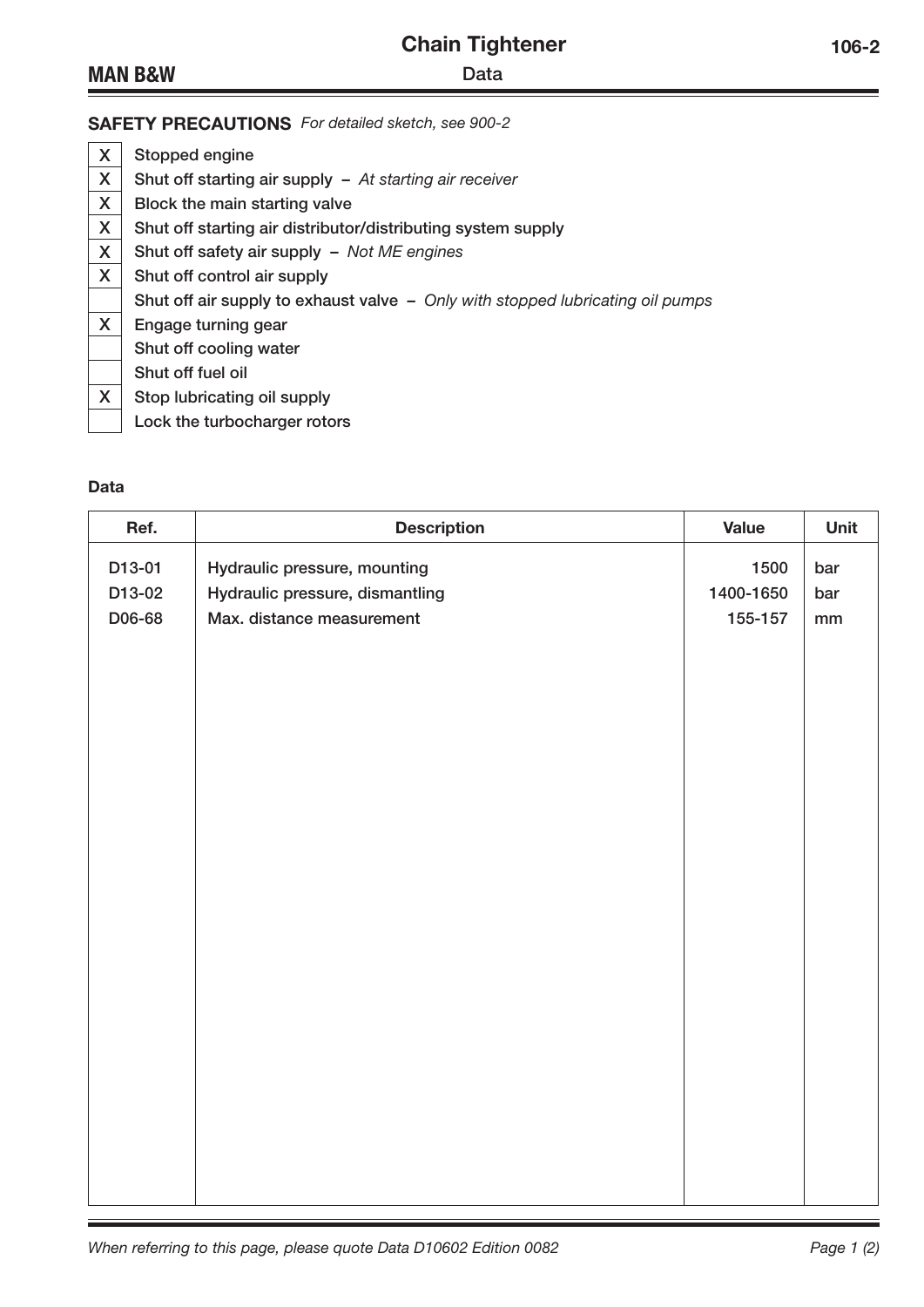# Chain Tightener

## Data

**SAFETY PRECAUTIONS** *For detailed sketch, see 900-2*

| | |
|---|---|
| X | Stopped engine |
| X | Shut off starting air supply – *At starting air receiver* |
| X | Block the main starting valve |
| X | Shut off starting air distributor/distributing system supply |
| X | Shut off safety air supply – *Not ME engines* |
| X | Shut off control air supply |
| | Shut off air supply to exhaust valve – *Only with stopped lubricating oil pumps* |
| X | Engage turning gear |
| | Shut off cooling water |
| | Shut off fuel oil |
| X | Stop lubricating oil supply |
| | Lock the turbocharger rotors |

**Data**

| Ref. | Description | Value | Unit |
|---|---|---|---|
| D13-01 | Hydraulic pressure, mounting | 1500 | bar |
| D13-02 | Hydraulic pressure, dismantling | 1400-1650 | bar |
| D06-68 | Max. distance measurement | 155-157 | mm |

*When referring to this page, please quote Data D10602 Edition 0082*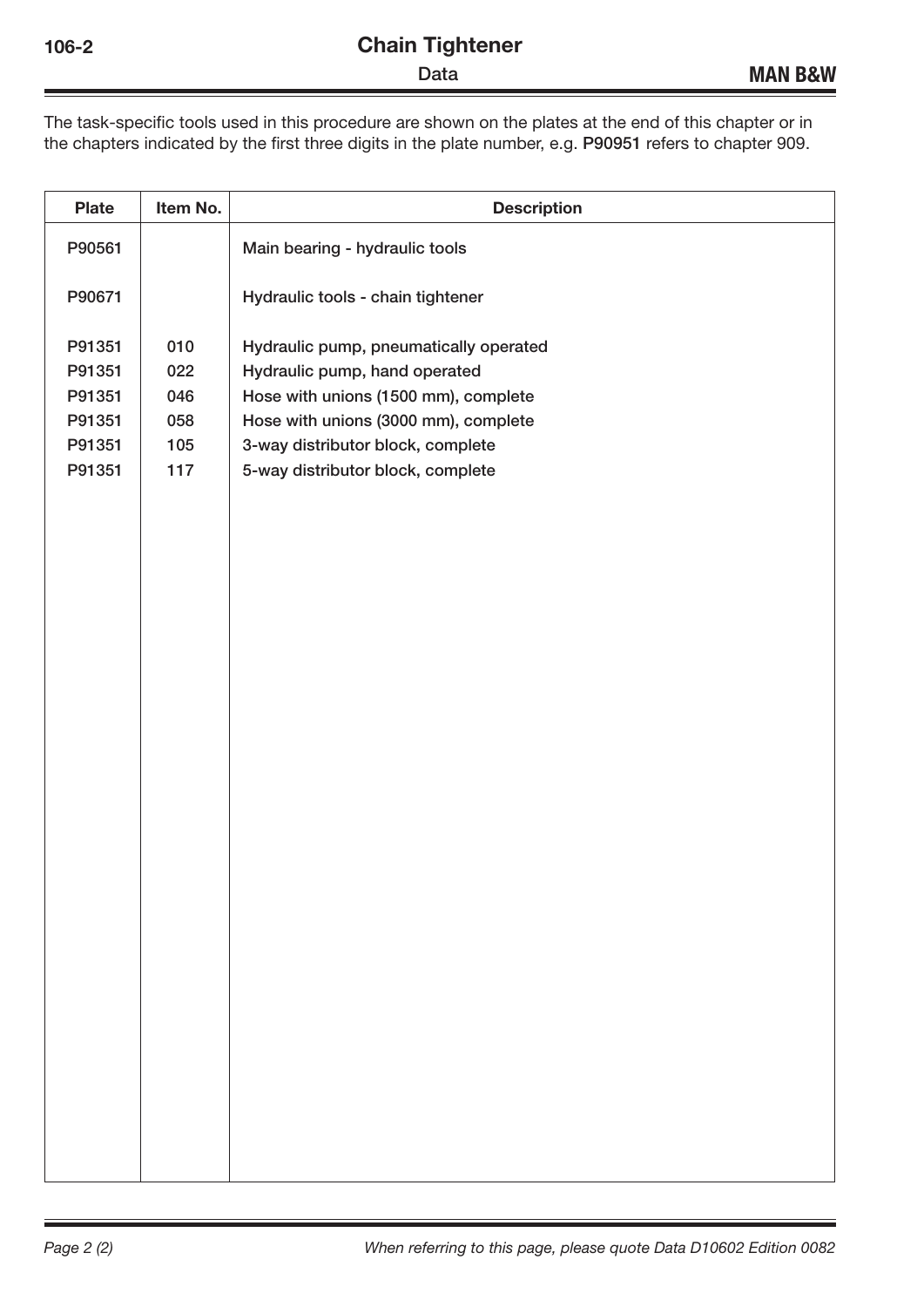# Chain Tightener

## Data

The task-specific tools used in this procedure are shown on the plates at the end of this chapter or in the chapters indicated by the first three digits in the plate number, e.g. **P90951** refers to chapter 909.

| Plate | Item No. | Description |
|---|---|---|
| P90561 | | Main bearing - hydraulic tools |
| P90671 | | Hydraulic tools - chain tightener |
| P91351 | 010 | Hydraulic pump, pneumatically operated |
| P91351 | 022 | Hydraulic pump, hand operated |
| P91351 | 046 | Hose with unions (1500 mm), complete |
| P91351 | 058 | Hose with unions (3000 mm), complete |
| P91351 | 105 | 3-way distributor block, complete |
| P91351 | 117 | 5-way distributor block, complete |

*When referring to this page, please quote Data D10602 Edition 0082*